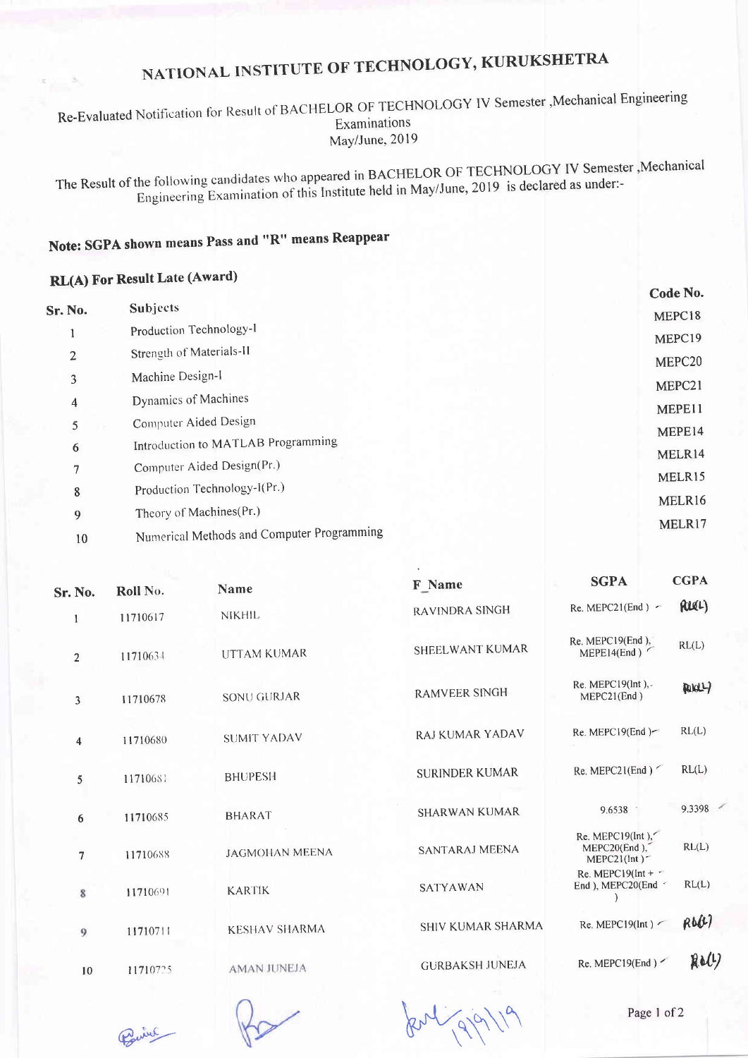# NATIONAL INSTITUTE OF TECHNOLOGY, KURUKSHETRA

Re-Evaluated Notification for Result of BACHELOR OF TECHNOLOGY IV Semester ,Mechanical Engineering Examinations May/June, 2019

The Result of the following candidates who appeared in BACHELOR OF TECHNOLOGY IV Semester ,Mechanical Engineering Examination of this Institute held in May/June, 2019 is declared as under:-

**Note: SGPA shown means Pass and "R" means Reappear**

**RL(A) For Result Late (Award)**

| Sr. No. | Subjects | Code No. |
|---|---|---|
| 1 | Production Technology-I | MEPC18 |
| 2 | Strength of Materials-II | MEPC19 |
| 3 | Machine Design-I | MEPC20 |
| 4 | Dynamics of Machines | MEPC21 |
| 5 | Computer Aided Design | MEPE11 |
| 6 | Introduction to MATLAB Programming | MEPE14 |
| 7 | Computer Aided Design(Pr.) | MELR14 |
| 8 | Production Technology-I(Pr.) | MELR15 |
| 9 | Theory of Machines(Pr.) | MELR16 |
| 10 | Numerical Methods and Computer Programming | MELR17 |

| Sr. No. | Roll No. | Name | F_Name | SGPA | CGPA |
|---|---|---|---|---|---|
| 1 | 11710617 | NIKHIL | RAVINDRA SINGH | Re. MEPC21(End ) | RL(L) |
| 2 | 11710634 | UTTAM KUMAR | SHEELWANT KUMAR | Re. MEPC19(End ), MEPE14(End ) | RL(L) |
| 3 | 11710678 | SONU GURJAR | RAMVEER SINGH | Re. MEPC19(Int ), MEPC21(End ) | RL(L) |
| 4 | 11710680 | SUMIT YADAV | RAJ KUMAR YADAV | Re. MEPC19(End ) | RL(L) |
| 5 | 11710681 | BHUPESH | SURINDER KUMAR | Re. MEPC21(End ) | RL(L) |
| 6 | 11710685 | BHARAT | SHARWAN KUMAR | 9.6538 | 9.3398 |
| 7 | 11710688 | JAGMOHAN MEENA | SANTARAJ MEENA | Re. MEPC19(Int ), MEPC20(End ), MEPC21(Int ) | RL(L) |
| 8 | 11710691 | KARTIK | SATYAWAN | Re. MEPC19(Int + End ), MEPC20(End ) | RL(L) |
| 9 | 11710711 | KESHAV SHARMA | SHIV KUMAR SHARMA | Re. MEPC19(Int ) | RL(L) |
| 10 | 11710725 | AMAN JUNEJA | GURBAKSH JUNEJA | Re. MEPC19(End ) | RL(L) |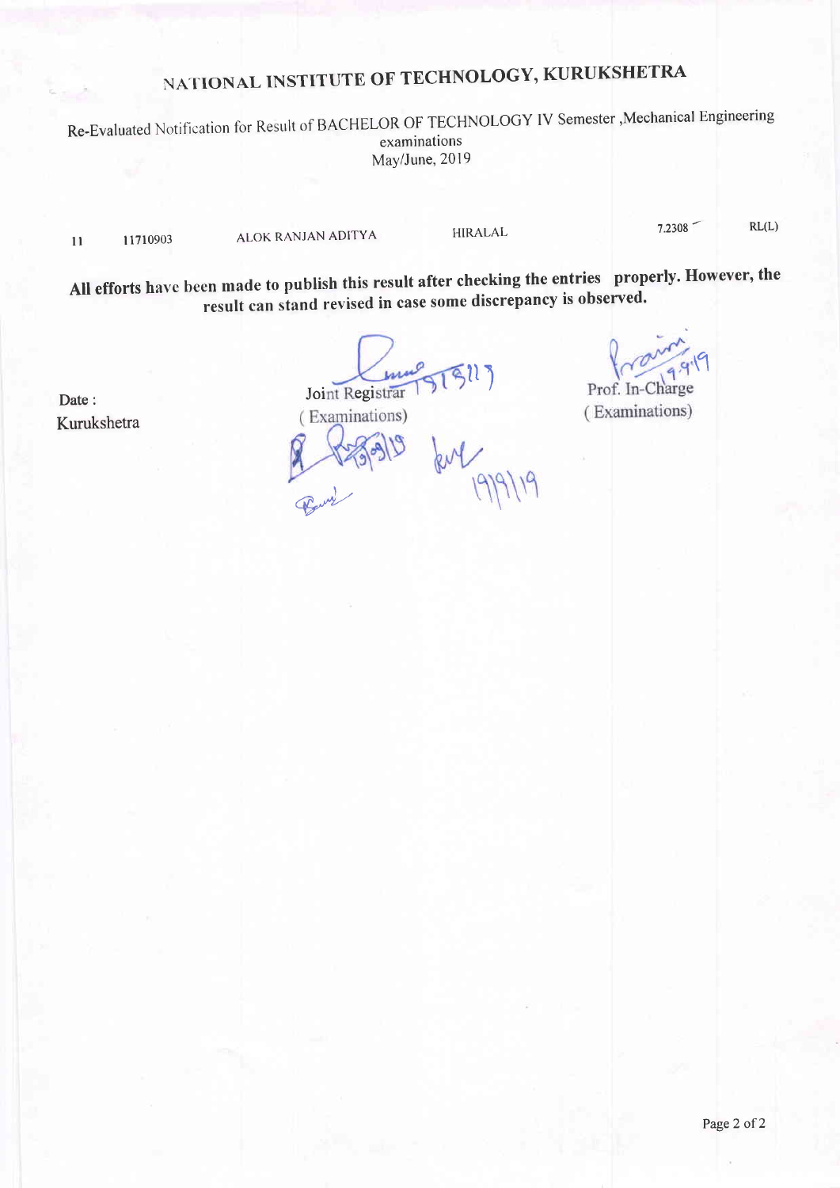# NATIONAL INSTITUTE OF TECHNOLOGY, KURUKSHETRA

Re-Evaluated Notification for Result of BACHELOR OF TECHNOLOGY IV Semester ,Mechanical Engineering examinations May/June, 2019

| | | | | | |
|---|---|---|---|---|---|
| 11 | 11710903 | ALOK RANJAN ADITYA | HIRALAL | 7.2308 | RL(L) |

**All efforts have been made to publish this result after checking the entries properly. However, the result can stand revised in case some discrepancy is observed.**

Date :

Kurukshetra

Joint Registrar
( Examinations)

Prof. In-Charge
( Examinations)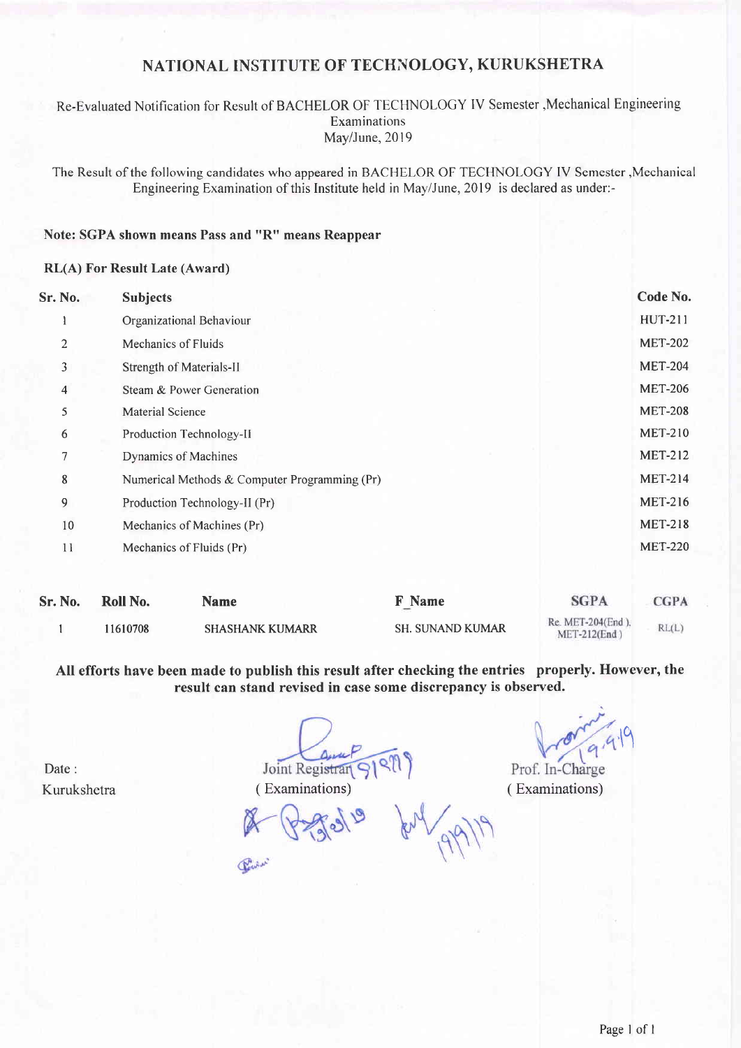# NATIONAL INSTITUTE OF TECHNOLOGY, KURUKSHETRA

Re-Evaluated Notification for Result of BACHELOR OF TECHNOLOGY IV Semester ,Mechanical Engineering Examinations May/June, 2019

The Result of the following candidates who appeared in BACHELOR OF TECHNOLOGY IV Semester ,Mechanical Engineering Examination of this Institute held in May/June, 2019 is declared as under:-

**Note: SGPA shown means Pass and "R" means Reappear**

**RL(A) For Result Late (Award)**

| Sr. No. | Subjects | Code No. |
|---|---|---|
| 1 | Organizational Behaviour | HUT-211 |
| 2 | Mechanics of Fluids | MET-202 |
| 3 | Strength of Materials-II | MET-204 |
| 4 | Steam & Power Generation | MET-206 |
| 5 | Material Science | MET-208 |
| 6 | Production Technology-II | MET-210 |
| 7 | Dynamics of Machines | MET-212 |
| 8 | Numerical Methods & Computer Programming (Pr) | MET-214 |
| 9 | Production Technology-II (Pr) | MET-216 |
| 10 | Mechanics of Machines (Pr) | MET-218 |
| 11 | Mechanics of Fluids (Pr) | MET-220 |

| Sr. No. | Roll No. | Name | F_Name | SGPA | CGPA |
|---|---|---|---|---|---|
| 1 | 11610708 | SHASHANK KUMARR | SH. SUNAND KUMAR | Re. MET-204(End ), MET-212(End ) | RL(L) |

**All efforts have been made to publish this result after checking the entries properly. However, the result can stand revised in case some discrepancy is observed.**

Date :
Kurukshetra

Joint Registrar
( Examinations)

Prof. In-Charge
( Examinations)